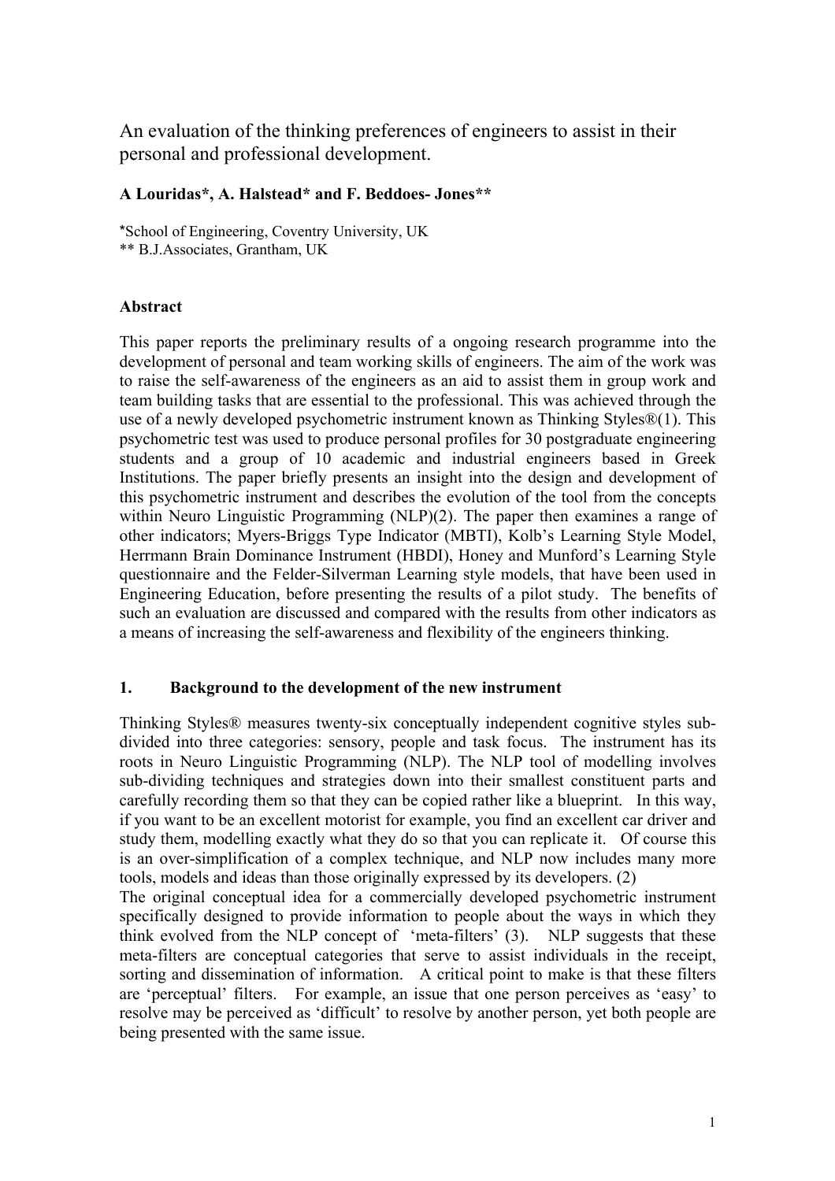# An evaluation of the thinking preferences of engineers to assist in their personal and professional development.

**A Louridas\*, A. Halstead\* and F. Beddoes- Jones\*\***

\*School of Engineering, Coventry University, UK
\*\* B.J.Associates, Grantham, UK

## Abstract

This paper reports the preliminary results of a ongoing research programme into the development of personal and team working skills of engineers. The aim of the work was to raise the self-awareness of the engineers as an aid to assist them in group work and team building tasks that are essential to the professional. This was achieved through the use of a newly developed psychometric instrument known as Thinking Styles®(1). This psychometric test was used to produce personal profiles for 30 postgraduate engineering students and a group of 10 academic and industrial engineers based in Greek Institutions. The paper briefly presents an insight into the design and development of this psychometric instrument and describes the evolution of the tool from the concepts within Neuro Linguistic Programming (NLP)(2). The paper then examines a range of other indicators; Myers-Briggs Type Indicator (MBTI), Kolb's Learning Style Model, Herrmann Brain Dominance Instrument (HBDI), Honey and Munford's Learning Style questionnaire and the Felder-Silverman Learning style models, that have been used in Engineering Education, before presenting the results of a pilot study. The benefits of such an evaluation are discussed and compared with the results from other indicators as a means of increasing the self-awareness and flexibility of the engineers thinking.

## 1. Background to the development of the new instrument

Thinking Styles® measures twenty-six conceptually independent cognitive styles sub-divided into three categories: sensory, people and task focus. The instrument has its roots in Neuro Linguistic Programming (NLP). The NLP tool of modelling involves sub-dividing techniques and strategies down into their smallest constituent parts and carefully recording them so that they can be copied rather like a blueprint. In this way, if you want to be an excellent motorist for example, you find an excellent car driver and study them, modelling exactly what they do so that you can replicate it. Of course this is an over-simplification of a complex technique, and NLP now includes many more tools, models and ideas than those originally expressed by its developers. (2)

The original conceptual idea for a commercially developed psychometric instrument specifically designed to provide information to people about the ways in which they think evolved from the NLP concept of 'meta-filters' (3). NLP suggests that these meta-filters are conceptual categories that serve to assist individuals in the receipt, sorting and dissemination of information. A critical point to make is that these filters are 'perceptual' filters. For example, an issue that one person perceives as 'easy' to resolve may be perceived as 'difficult' to resolve by another person, yet both people are being presented with the same issue.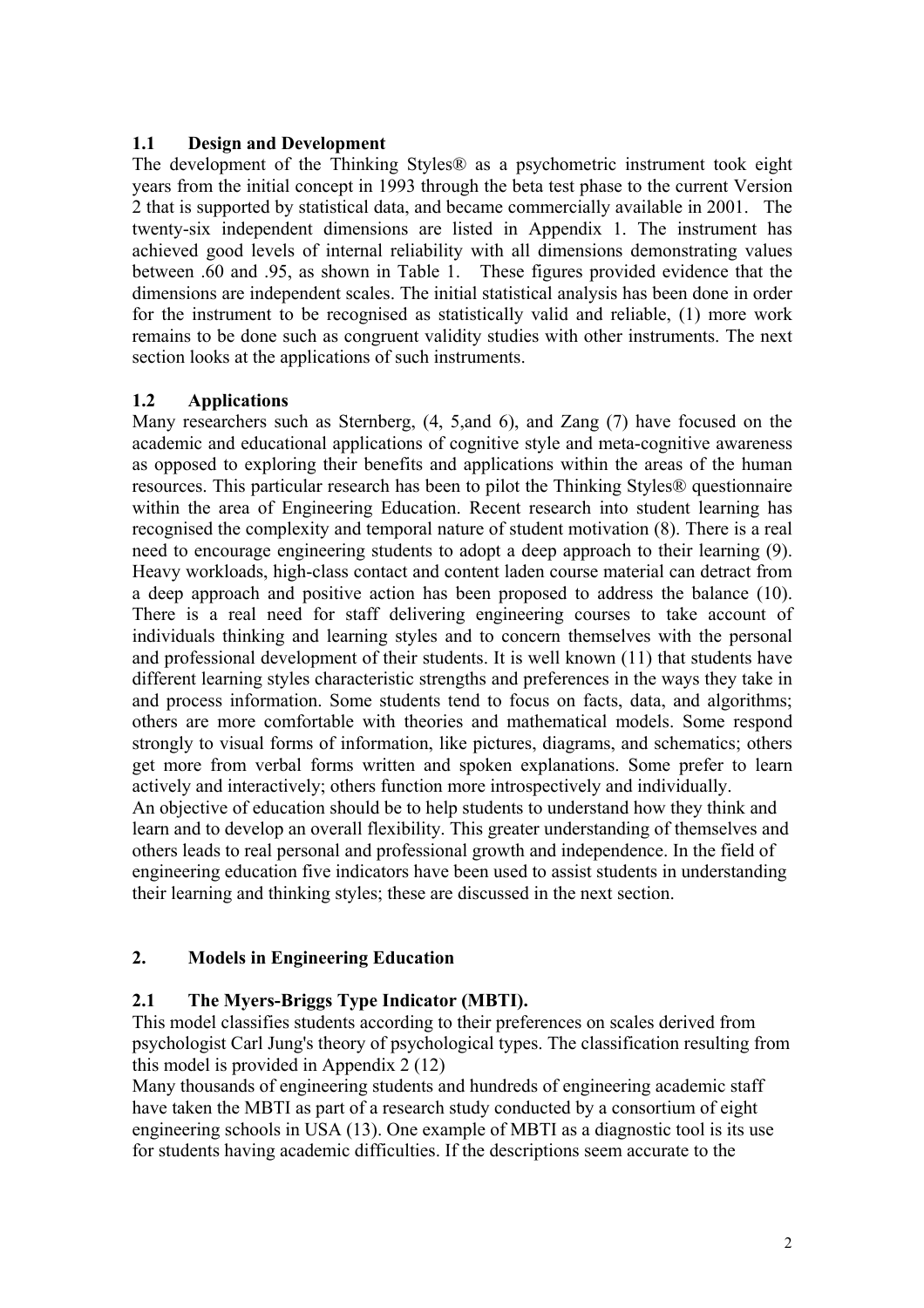### 1.1 Design and Development

The development of the Thinking Styles® as a psychometric instrument took eight years from the initial concept in 1993 through the beta test phase to the current Version 2 that is supported by statistical data, and became commercially available in 2001. The twenty-six independent dimensions are listed in Appendix 1. The instrument has achieved good levels of internal reliability with all dimensions demonstrating values between .60 and .95, as shown in Table 1. These figures provided evidence that the dimensions are independent scales. The initial statistical analysis has been done in order for the instrument to be recognised as statistically valid and reliable, (1) more work remains to be done such as congruent validity studies with other instruments. The next section looks at the applications of such instruments.

### 1.2 Applications

Many researchers such as Sternberg, (4, 5,and 6), and Zang (7) have focused on the academic and educational applications of cognitive style and meta-cognitive awareness as opposed to exploring their benefits and applications within the areas of the human resources. This particular research has been to pilot the Thinking Styles® questionnaire within the area of Engineering Education. Recent research into student learning has recognised the complexity and temporal nature of student motivation (8). There is a real need to encourage engineering students to adopt a deep approach to their learning (9). Heavy workloads, high-class contact and content laden course material can detract from a deep approach and positive action has been proposed to address the balance (10). There is a real need for staff delivering engineering courses to take account of individuals thinking and learning styles and to concern themselves with the personal and professional development of their students. It is well known (11) that students have different learning styles characteristic strengths and preferences in the ways they take in and process information. Some students tend to focus on facts, data, and algorithms; others are more comfortable with theories and mathematical models. Some respond strongly to visual forms of information, like pictures, diagrams, and schematics; others get more from verbal forms written and spoken explanations. Some prefer to learn actively and interactively; others function more introspectively and individually.

An objective of education should be to help students to understand how they think and learn and to develop an overall flexibility. This greater understanding of themselves and others leads to real personal and professional growth and independence. In the field of engineering education five indicators have been used to assist students in understanding their learning and thinking styles; these are discussed in the next section.

## 2. Models in Engineering Education

### 2.1 The Myers-Briggs Type Indicator (MBTI).

This model classifies students according to their preferences on scales derived from psychologist Carl Jung's theory of psychological types. The classification resulting from this model is provided in Appendix 2 (12)

Many thousands of engineering students and hundreds of engineering academic staff have taken the MBTI as part of a research study conducted by a consortium of eight engineering schools in USA (13). One example of MBTI as a diagnostic tool is its use for students having academic difficulties. If the descriptions seem accurate to the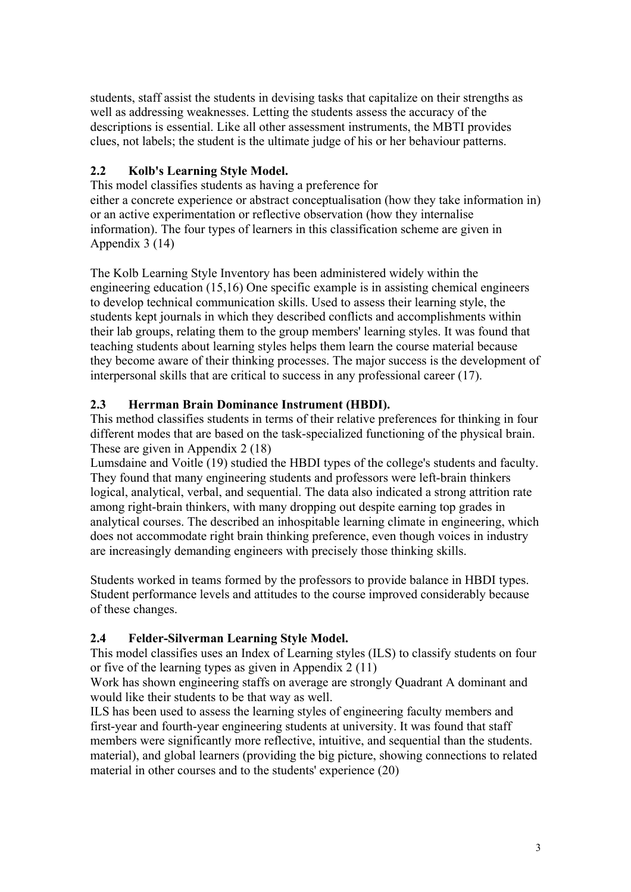students, staff assist the students in devising tasks that capitalize on their strengths as well as addressing weaknesses. Letting the students assess the accuracy of the descriptions is essential. Like all other assessment instruments, the MBTI provides clues, not labels; the student is the ultimate judge of his or her behaviour patterns.

## 2.2 Kolb's Learning Style Model.

This model classifies students as having a preference for either a concrete experience or abstract conceptualisation (how they take information in) or an active experimentation or reflective observation (how they internalise information). The four types of learners in this classification scheme are given in Appendix 3 (14)

The Kolb Learning Style Inventory has been administered widely within the engineering education (15,16) One specific example is in assisting chemical engineers to develop technical communication skills. Used to assess their learning style, the students kept journals in which they described conflicts and accomplishments within their lab groups, relating them to the group members' learning styles. It was found that teaching students about learning styles helps them learn the course material because they become aware of their thinking processes. The major success is the development of interpersonal skills that are critical to success in any professional career (17).

## 2.3 Herrman Brain Dominance Instrument (HBDI).

This method classifies students in terms of their relative preferences for thinking in four different modes that are based on the task-specialized functioning of the physical brain. These are given in Appendix 2 (18)

Lumsdaine and Voitle (19) studied the HBDI types of the college's students and faculty. They found that many engineering students and professors were left-brain thinkers logical, analytical, verbal, and sequential. The data also indicated a strong attrition rate among right-brain thinkers, with many dropping out despite earning top grades in analytical courses. The described an inhospitable learning climate in engineering, which does not accommodate right brain thinking preference, even though voices in industry are increasingly demanding engineers with precisely those thinking skills.

Students worked in teams formed by the professors to provide balance in HBDI types. Student performance levels and attitudes to the course improved considerably because of these changes.

## 2.4 Felder-Silverman Learning Style Model.

This model classifies uses an Index of Learning styles (ILS) to classify students on four or five of the learning types as given in Appendix 2 (11)

Work has shown engineering staffs on average are strongly Quadrant A dominant and would like their students to be that way as well.

ILS has been used to assess the learning styles of engineering faculty members and first-year and fourth-year engineering students at university. It was found that staff members were significantly more reflective, intuitive, and sequential than the students. material), and global learners (providing the big picture, showing connections to related material in other courses and to the students' experience (20)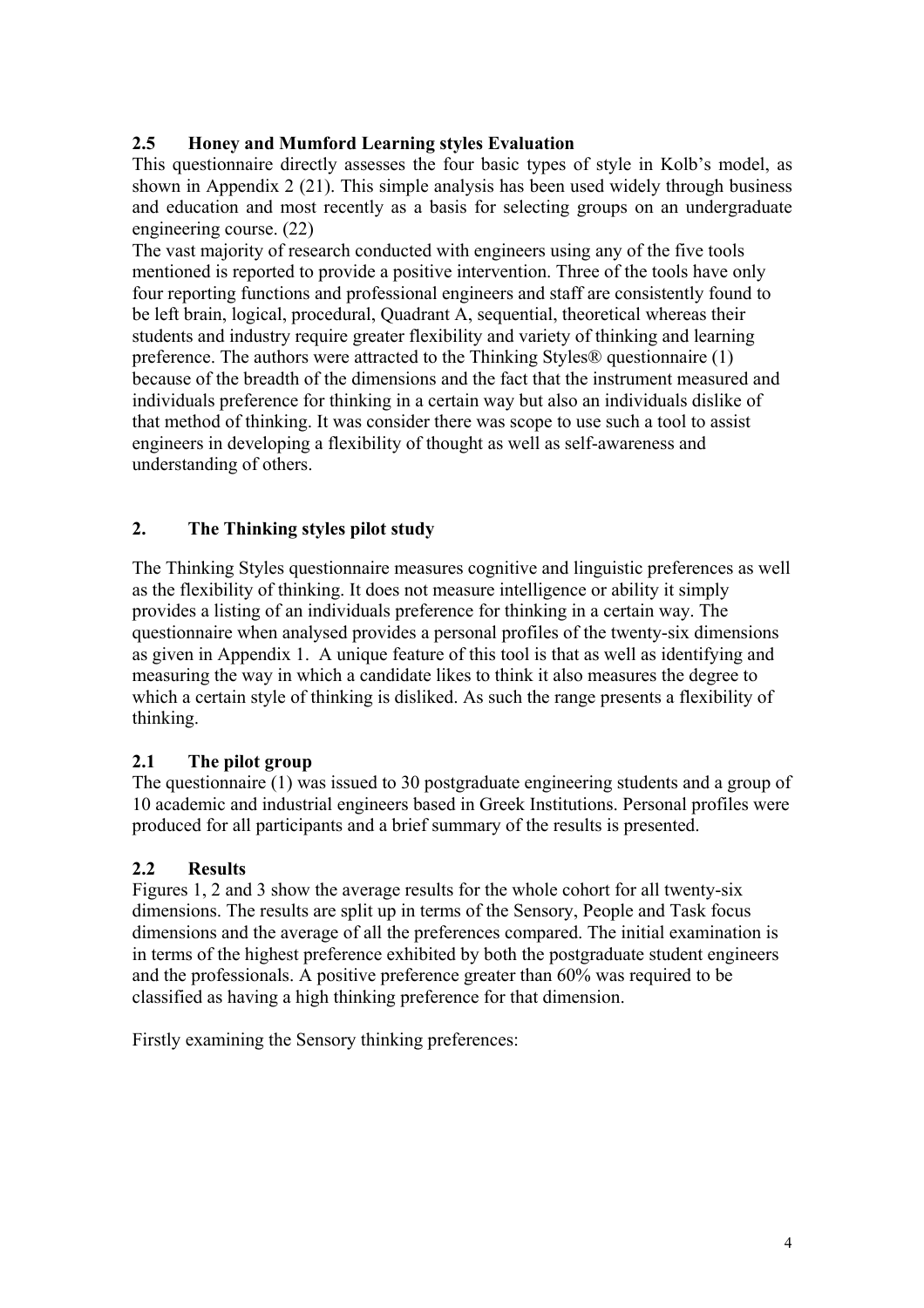### 2.5 Honey and Mumford Learning styles Evaluation

This questionnaire directly assesses the four basic types of style in Kolb's model, as shown in Appendix 2 (21). This simple analysis has been used widely through business and education and most recently as a basis for selecting groups on an undergraduate engineering course. (22)

The vast majority of research conducted with engineers using any of the five tools mentioned is reported to provide a positive intervention. Three of the tools have only four reporting functions and professional engineers and staff are consistently found to be left brain, logical, procedural, Quadrant A, sequential, theoretical whereas their students and industry require greater flexibility and variety of thinking and learning preference. The authors were attracted to the Thinking Styles® questionnaire (1) because of the breadth of the dimensions and the fact that the instrument measured and individuals preference for thinking in a certain way but also an individuals dislike of that method of thinking. It was consider there was scope to use such a tool to assist engineers in developing a flexibility of thought as well as self-awareness and understanding of others.

## 2. The Thinking styles pilot study

The Thinking Styles questionnaire measures cognitive and linguistic preferences as well as the flexibility of thinking. It does not measure intelligence or ability it simply provides a listing of an individuals preference for thinking in a certain way. The questionnaire when analysed provides a personal profiles of the twenty-six dimensions as given in Appendix 1. A unique feature of this tool is that as well as identifying and measuring the way in which a candidate likes to think it also measures the degree to which a certain style of thinking is disliked. As such the range presents a flexibility of thinking.

### 2.1 The pilot group

The questionnaire (1) was issued to 30 postgraduate engineering students and a group of 10 academic and industrial engineers based in Greek Institutions. Personal profiles were produced for all participants and a brief summary of the results is presented.

### 2.2 Results

Figures 1, 2 and 3 show the average results for the whole cohort for all twenty-six dimensions. The results are split up in terms of the Sensory, People and Task focus dimensions and the average of all the preferences compared. The initial examination is in terms of the highest preference exhibited by both the postgraduate student engineers and the professionals. A positive preference greater than 60% was required to be classified as having a high thinking preference for that dimension.

Firstly examining the Sensory thinking preferences: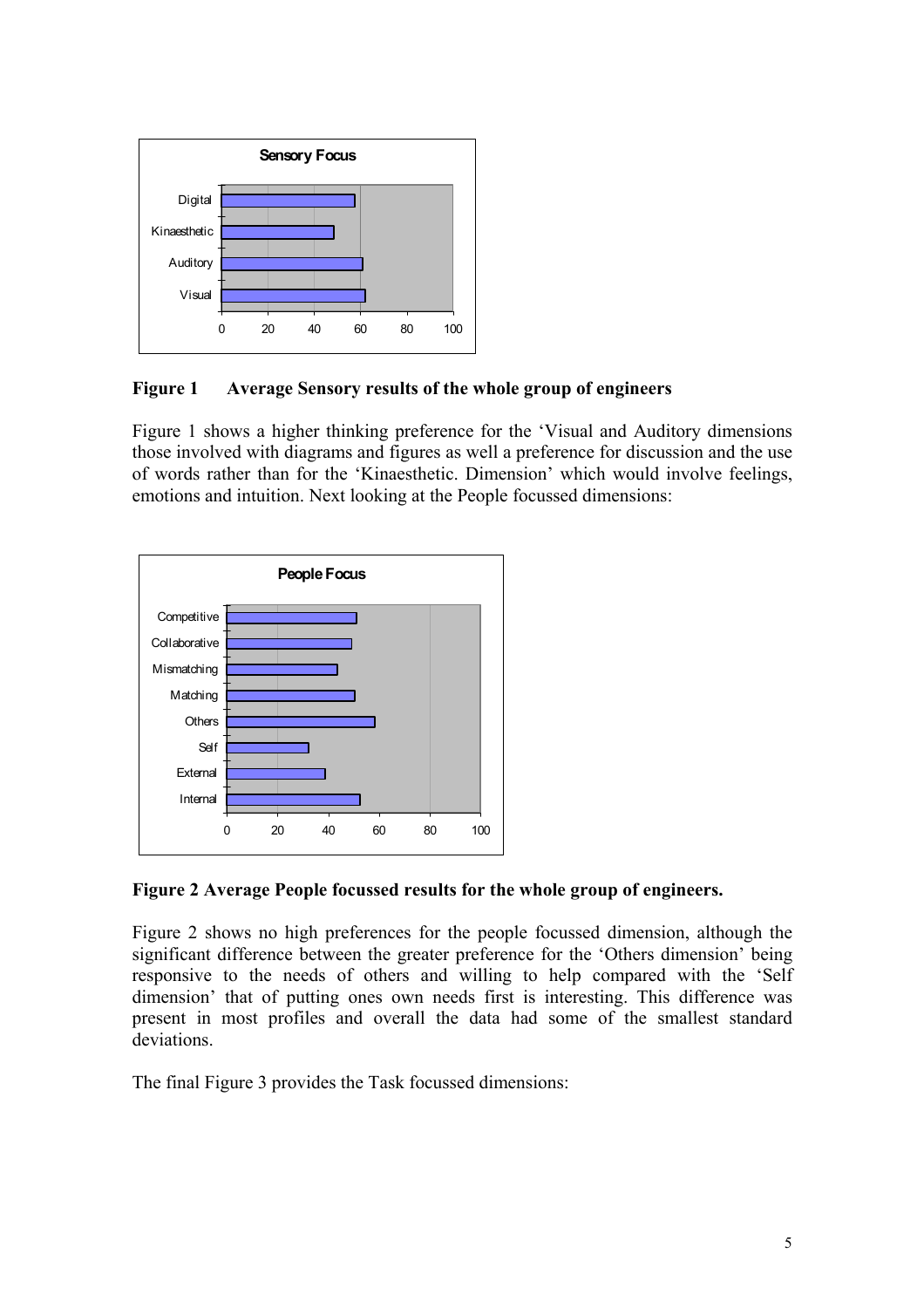**Figure 1 Average Sensory results of the whole group of engineers**

Figure 1 shows a higher thinking preference for the 'Visual and Auditory dimensions those involved with diagrams and figures as well a preference for discussion and the use of words rather than for the 'Kinaesthetic. Dimension' which would involve feelings, emotions and intuition. Next looking at the People focussed dimensions:

**Figure 2 Average People focussed results for the whole group of engineers.**

Figure 2 shows no high preferences for the people focussed dimension, although the significant difference between the greater preference for the 'Others dimension' being responsive to the needs of others and willing to help compared with the 'Self dimension' that of putting ones own needs first is interesting. This difference was present in most profiles and overall the data had some of the smallest standard deviations.

The final Figure 3 provides the Task focussed dimensions: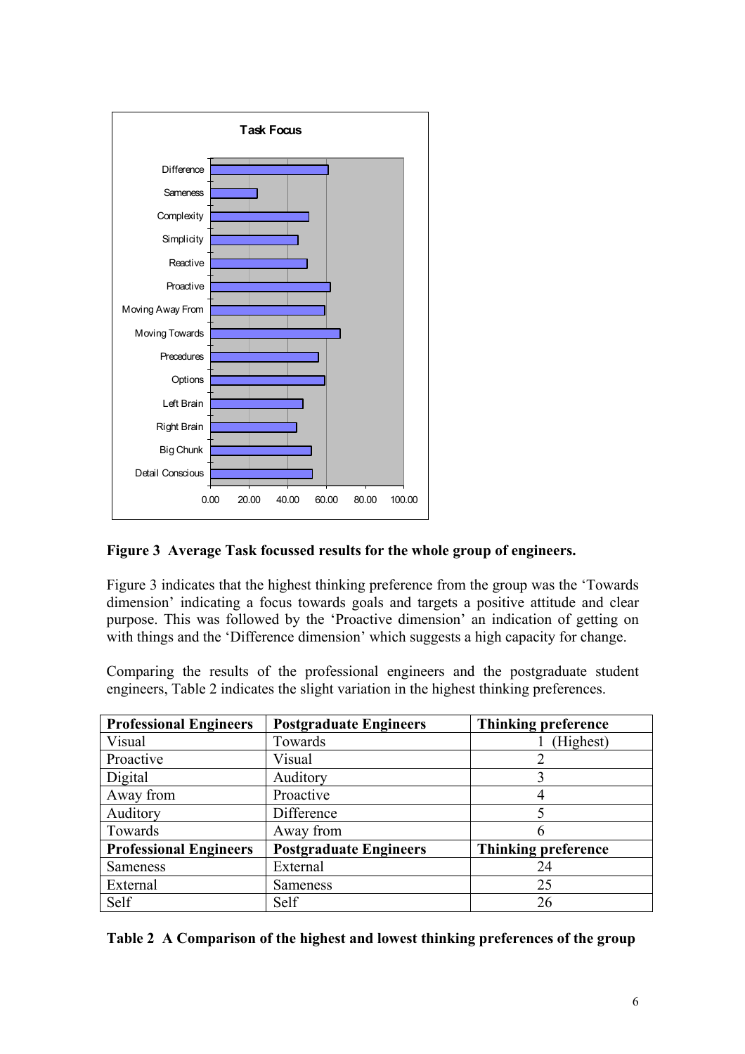**Figure 3 Average Task focussed results for the whole group of engineers.**

Figure 3 indicates that the highest thinking preference from the group was the 'Towards dimension' indicating a focus towards goals and targets a positive attitude and clear purpose. This was followed by the 'Proactive dimension' an indication of getting on with things and the 'Difference dimension' which suggests a high capacity for change.

Comparing the results of the professional engineers and the postgraduate student engineers, Table 2 indicates the slight variation in the highest thinking preferences.

| **Professional Engineers** | **Postgraduate Engineers** | **Thinking preference** |
|---|---|---|
| Visual | Towards | 1 (Highest) |
| Proactive | Visual | 2 |
| Digital | Auditory | 3 |
| Away from | Proactive | 4 |
| Auditory | Difference | 5 |
| Towards | Away from | 6 |
| **Professional Engineers** | **Postgraduate Engineers** | **Thinking preference** |
| Sameness | External | 24 |
| External | Sameness | 25 |
| Self | Self | 26 |

**Table 2 A Comparison of the highest and lowest thinking preferences of the group**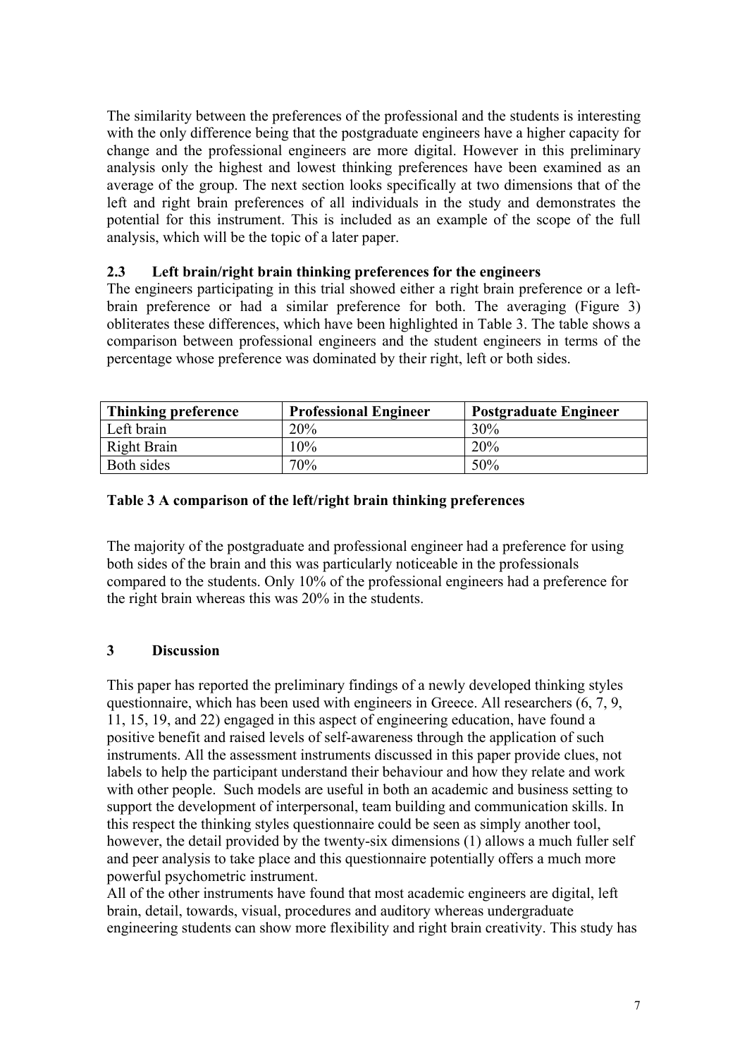The similarity between the preferences of the professional and the students is interesting with the only difference being that the postgraduate engineers have a higher capacity for change and the professional engineers are more digital. However in this preliminary analysis only the highest and lowest thinking preferences have been examined as an average of the group. The next section looks specifically at two dimensions that of the left and right brain preferences of all individuals in the study and demonstrates the potential for this instrument. This is included as an example of the scope of the full analysis, which will be the topic of a later paper.

## 2.3 Left brain/right brain thinking preferences for the engineers

The engineers participating in this trial showed either a right brain preference or a left-brain preference or had a similar preference for both. The averaging (Figure 3) obliterates these differences, which have been highlighted in Table 3. The table shows a comparison between professional engineers and the student engineers in terms of the percentage whose preference was dominated by their right, left or both sides.

| Thinking preference | Professional Engineer | Postgraduate Engineer |
| --- | --- | --- |
| Left brain | 20% | 30% |
| Right Brain | 10% | 20% |
| Both sides | 70% | 50% |

**Table 3 A comparison of the left/right brain thinking preferences**

The majority of the postgraduate and professional engineer had a preference for using both sides of the brain and this was particularly noticeable in the professionals compared to the students. Only 10% of the professional engineers had a preference for the right brain whereas this was 20% in the students.

# 3 Discussion

This paper has reported the preliminary findings of a newly developed thinking styles questionnaire, which has been used with engineers in Greece. All researchers (6, 7, 9, 11, 15, 19, and 22) engaged in this aspect of engineering education, have found a positive benefit and raised levels of self-awareness through the application of such instruments. All the assessment instruments discussed in this paper provide clues, not labels to help the participant understand their behaviour and how they relate and work with other people. Such models are useful in both an academic and business setting to support the development of interpersonal, team building and communication skills. In this respect the thinking styles questionnaire could be seen as simply another tool, however, the detail provided by the twenty-six dimensions (1) allows a much fuller self and peer analysis to take place and this questionnaire potentially offers a much more powerful psychometric instrument.

All of the other instruments have found that most academic engineers are digital, left brain, detail, towards, visual, procedures and auditory whereas undergraduate engineering students can show more flexibility and right brain creativity. This study has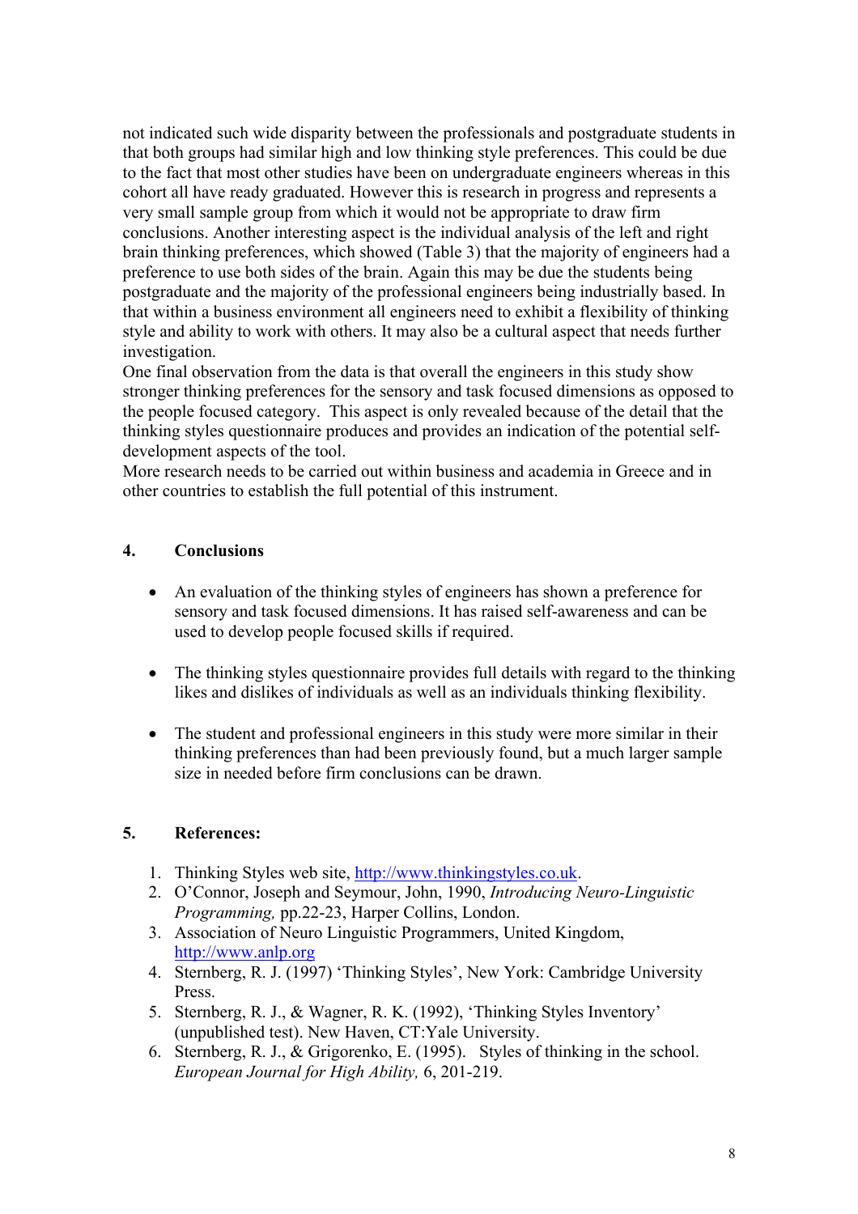not indicated such wide disparity between the professionals and postgraduate students in that both groups had similar high and low thinking style preferences. This could be due to the fact that most other studies have been on undergraduate engineers whereas in this cohort all have ready graduated. However this is research in progress and represents a very small sample group from which it would not be appropriate to draw firm conclusions. Another interesting aspect is the individual analysis of the left and right brain thinking preferences, which showed (Table 3) that the majority of engineers had a preference to use both sides of the brain. Again this may be due the students being postgraduate and the majority of the professional engineers being industrially based. In that within a business environment all engineers need to exhibit a flexibility of thinking style and ability to work with others. It may also be a cultural aspect that needs further investigation.

One final observation from the data is that overall the engineers in this study show stronger thinking preferences for the sensory and task focused dimensions as opposed to the people focused category. This aspect is only revealed because of the detail that the thinking styles questionnaire produces and provides an indication of the potential self-development aspects of the tool.

More research needs to be carried out within business and academia in Greece and in other countries to establish the full potential of this instrument.

## 4. Conclusions

- An evaluation of the thinking styles of engineers has shown a preference for sensory and task focused dimensions. It has raised self-awareness and can be used to develop people focused skills if required.
- The thinking styles questionnaire provides full details with regard to the thinking likes and dislikes of individuals as well as an individuals thinking flexibility.
- The student and professional engineers in this study were more similar in their thinking preferences than had been previously found, but a much larger sample size in needed before firm conclusions can be drawn.

## 5. References:

1. Thinking Styles web site, http://www.thinkingstyles.co.uk.
2. O'Connor, Joseph and Seymour, John, 1990, *Introducing Neuro-Linguistic Programming,* pp.22-23, Harper Collins, London.
3. Association of Neuro Linguistic Programmers, United Kingdom, http://www.anlp.org
4. Sternberg, R. J. (1997) 'Thinking Styles', New York: Cambridge University Press.
5. Sternberg, R. J., & Wagner, R. K. (1992), 'Thinking Styles Inventory' (unpublished test). New Haven, CT:Yale University.
6. Sternberg, R. J., & Grigorenko, E. (1995). Styles of thinking in the school. *European Journal for High Ability,* 6, 201-219.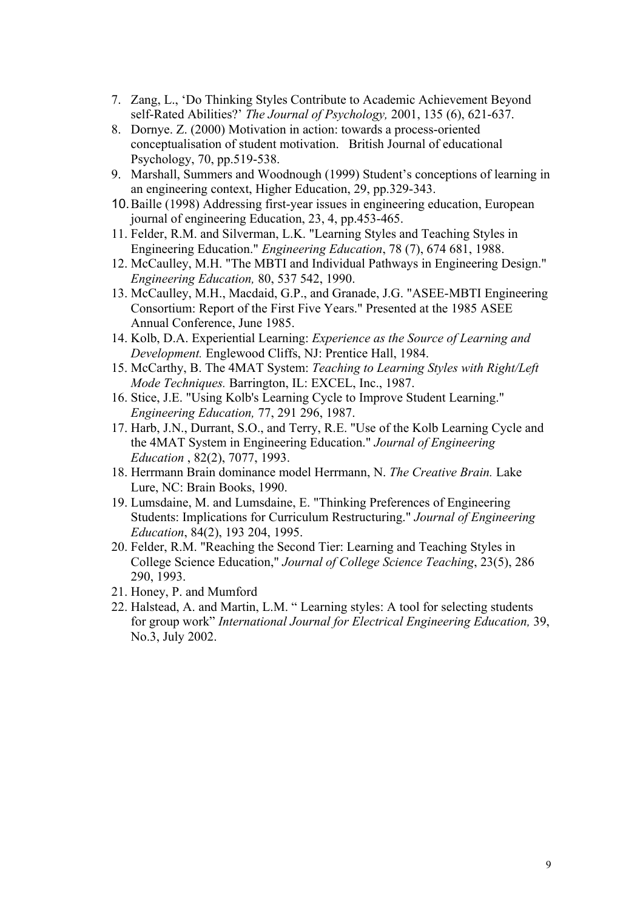7. Zang, L., 'Do Thinking Styles Contribute to Academic Achievement Beyond self-Rated Abilities?' *The Journal of Psychology,* 2001, 135 (6), 621-637.
8. Dornye. Z. (2000) Motivation in action: towards a process-oriented conceptualisation of student motivation. British Journal of educational Psychology, 70, pp.519-538.
9. Marshall, Summers and Woodnough (1999) Student's conceptions of learning in an engineering context, Higher Education, 29, pp.329-343.
10. Baille (1998) Addressing first-year issues in engineering education, European journal of engineering Education, 23, 4, pp.453-465.
11. Felder, R.M. and Silverman, L.K. "Learning Styles and Teaching Styles in Engineering Education." *Engineering Education*, 78 (7), 674 681, 1988.
12. McCaulley, M.H. "The MBTI and Individual Pathways in Engineering Design." *Engineering Education,* 80, 537 542, 1990.
13. McCaulley, M.H., Macdaid, G.P., and Granade, J.G. "ASEE-MBTI Engineering Consortium: Report of the First Five Years." Presented at the 1985 ASEE Annual Conference, June 1985.
14. Kolb, D.A. Experiential Learning: *Experience as the Source of Learning and Development.* Englewood Cliffs, NJ: Prentice Hall, 1984.
15. McCarthy, B. The 4MAT System: *Teaching to Learning Styles with Right/Left Mode Techniques.* Barrington, IL: EXCEL, Inc., 1987.
16. Stice, J.E. "Using Kolb's Learning Cycle to Improve Student Learning." *Engineering Education,* 77, 291 296, 1987.
17. Harb, J.N., Durrant, S.O., and Terry, R.E. "Use of the Kolb Learning Cycle and the 4MAT System in Engineering Education." *Journal of Engineering Education* , 82(2), 7077, 1993.
18. Herrmann Brain dominance model Herrmann, N. *The Creative Brain.* Lake Lure, NC: Brain Books, 1990.
19. Lumsdaine, M. and Lumsdaine, E. "Thinking Preferences of Engineering Students: Implications for Curriculum Restructuring." *Journal of Engineering Education*, 84(2), 193 204, 1995.
20. Felder, R.M. "Reaching the Second Tier: Learning and Teaching Styles in College Science Education," *Journal of College Science Teaching*, 23(5), 286 290, 1993.
21. Honey, P. and Mumford
22. Halstead, A. and Martin, L.M. " Learning styles: A tool for selecting students for group work" *International Journal for Electrical Engineering Education,* 39, No.3, July 2002.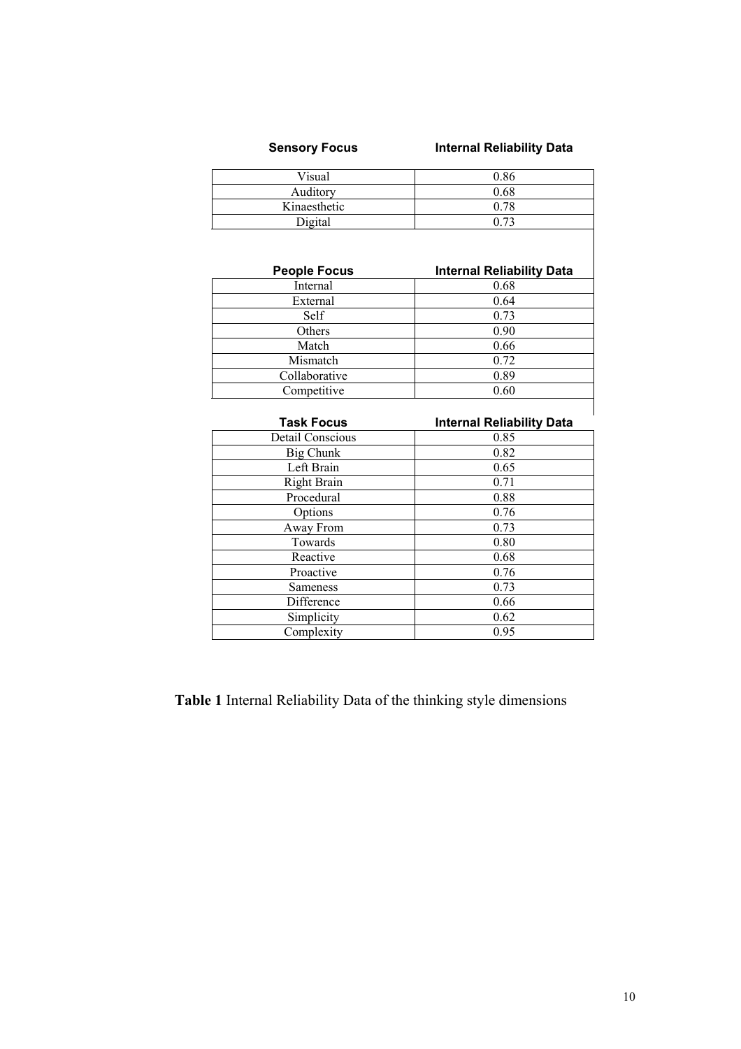| Sensory Focus | Internal Reliability Data |
|---|---|
| Visual | 0.86 |
| Auditory | 0.68 |
| Kinaesthetic | 0.78 |
| Digital | 0.73 |

| People Focus | Internal Reliability Data |
|---|---|
| Internal | 0.68 |
| External | 0.64 |
| Self | 0.73 |
| Others | 0.90 |
| Match | 0.66 |
| Mismatch | 0.72 |
| Collaborative | 0.89 |
| Competitive | 0.60 |

| Task Focus | Internal Reliability Data |
|---|---|
| Detail Conscious | 0.85 |
| Big Chunk | 0.82 |
| Left Brain | 0.65 |
| Right Brain | 0.71 |
| Procedural | 0.88 |
| Options | 0.76 |
| Away From | 0.73 |
| Towards | 0.80 |
| Reactive | 0.68 |
| Proactive | 0.76 |
| Sameness | 0.73 |
| Difference | 0.66 |
| Simplicity | 0.62 |
| Complexity | 0.95 |

**Table 1** Internal Reliability Data of the thinking style dimensions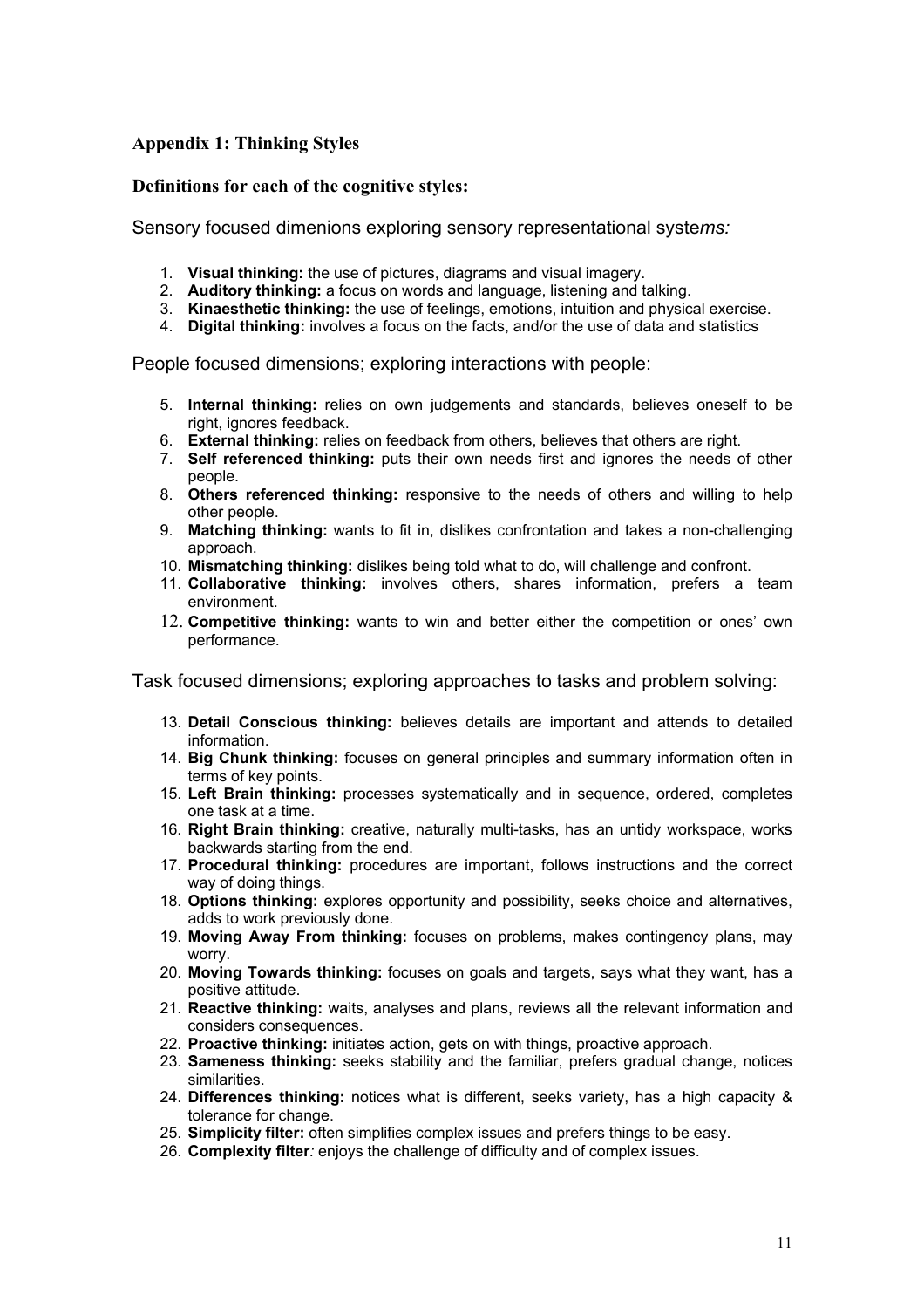## Appendix 1: Thinking Styles

### Definitions for each of the cognitive styles:

Sensory focused dimenions exploring sensory representational syste*ms:*

1. **Visual thinking:** the use of pictures, diagrams and visual imagery.
2. **Auditory thinking:** a focus on words and language, listening and talking.
3. **Kinaesthetic thinking:** the use of feelings, emotions, intuition and physical exercise.
4. **Digital thinking:** involves a focus on the facts, and/or the use of data and statistics

People focused dimensions; exploring interactions with people:

5. **Internal thinking:** relies on own judgements and standards, believes oneself to be right, ignores feedback.
6. **External thinking:** relies on feedback from others, believes that others are right.
7. **Self referenced thinking:** puts their own needs first and ignores the needs of other people.
8. **Others referenced thinking:** responsive to the needs of others and willing to help other people.
9. **Matching thinking:** wants to fit in, dislikes confrontation and takes a non-challenging approach.
10. **Mismatching thinking:** dislikes being told what to do, will challenge and confront.
11. **Collaborative thinking:** involves others, shares information, prefers a team environment.
12. **Competitive thinking:** wants to win and better either the competition or ones' own performance.

Task focused dimensions; exploring approaches to tasks and problem solving:

13. **Detail Conscious thinking:** believes details are important and attends to detailed information.
14. **Big Chunk thinking:** focuses on general principles and summary information often in terms of key points.
15. **Left Brain thinking:** processes systematically and in sequence, ordered, completes one task at a time.
16. **Right Brain thinking:** creative, naturally multi-tasks, has an untidy workspace, works backwards starting from the end.
17. **Procedural thinking:** procedures are important, follows instructions and the correct way of doing things.
18. **Options thinking:** explores opportunity and possibility, seeks choice and alternatives, adds to work previously done.
19. **Moving Away From thinking:** focuses on problems, makes contingency plans, may worry.
20. **Moving Towards thinking:** focuses on goals and targets, says what they want, has a positive attitude.
21. **Reactive thinking:** waits, analyses and plans, reviews all the relevant information and considers consequences.
22. **Proactive thinking:** initiates action, gets on with things, proactive approach.
23. **Sameness thinking:** seeks stability and the familiar, prefers gradual change, notices similarities.
24. **Differences thinking:** notices what is different, seeks variety, has a high capacity & tolerance for change.
25. **Simplicity filter:** often simplifies complex issues and prefers things to be easy.
26. **Complexity filter***:* enjoys the challenge of difficulty and of complex issues.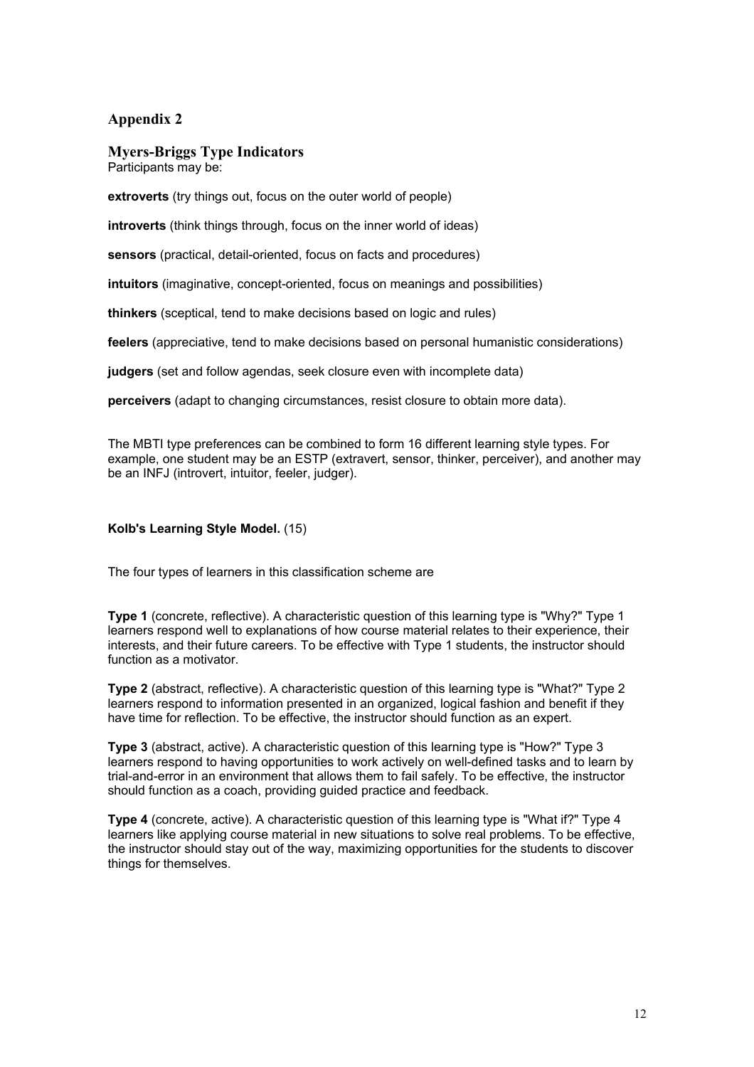## Appendix 2

### Myers-Briggs Type Indicators

Participants may be:

**extroverts** (try things out, focus on the outer world of people)

**introverts** (think things through, focus on the inner world of ideas)

**sensors** (practical, detail-oriented, focus on facts and procedures)

**intuitors** (imaginative, concept-oriented, focus on meanings and possibilities)

**thinkers** (sceptical, tend to make decisions based on logic and rules)

**feelers** (appreciative, tend to make decisions based on personal humanistic considerations)

**judgers** (set and follow agendas, seek closure even with incomplete data)

**perceivers** (adapt to changing circumstances, resist closure to obtain more data).

The MBTI type preferences can be combined to form 16 different learning style types. For example, one student may be an ESTP (extravert, sensor, thinker, perceiver), and another may be an INFJ (introvert, intuitor, feeler, judger).

**Kolb's Learning Style Model.** (15)

The four types of learners in this classification scheme are

**Type 1** (concrete, reflective). A characteristic question of this learning type is "Why?" Type 1 learners respond well to explanations of how course material relates to their experience, their interests, and their future careers. To be effective with Type 1 students, the instructor should function as a motivator.

**Type 2** (abstract, reflective). A characteristic question of this learning type is "What?" Type 2 learners respond to information presented in an organized, logical fashion and benefit if they have time for reflection. To be effective, the instructor should function as an expert.

**Type 3** (abstract, active). A characteristic question of this learning type is "How?" Type 3 learners respond to having opportunities to work actively on well-defined tasks and to learn by trial-and-error in an environment that allows them to fail safely. To be effective, the instructor should function as a coach, providing guided practice and feedback.

**Type 4** (concrete, active). A characteristic question of this learning type is "What if?" Type 4 learners like applying course material in new situations to solve real problems. To be effective, the instructor should stay out of the way, maximizing opportunities for the students to discover things for themselves.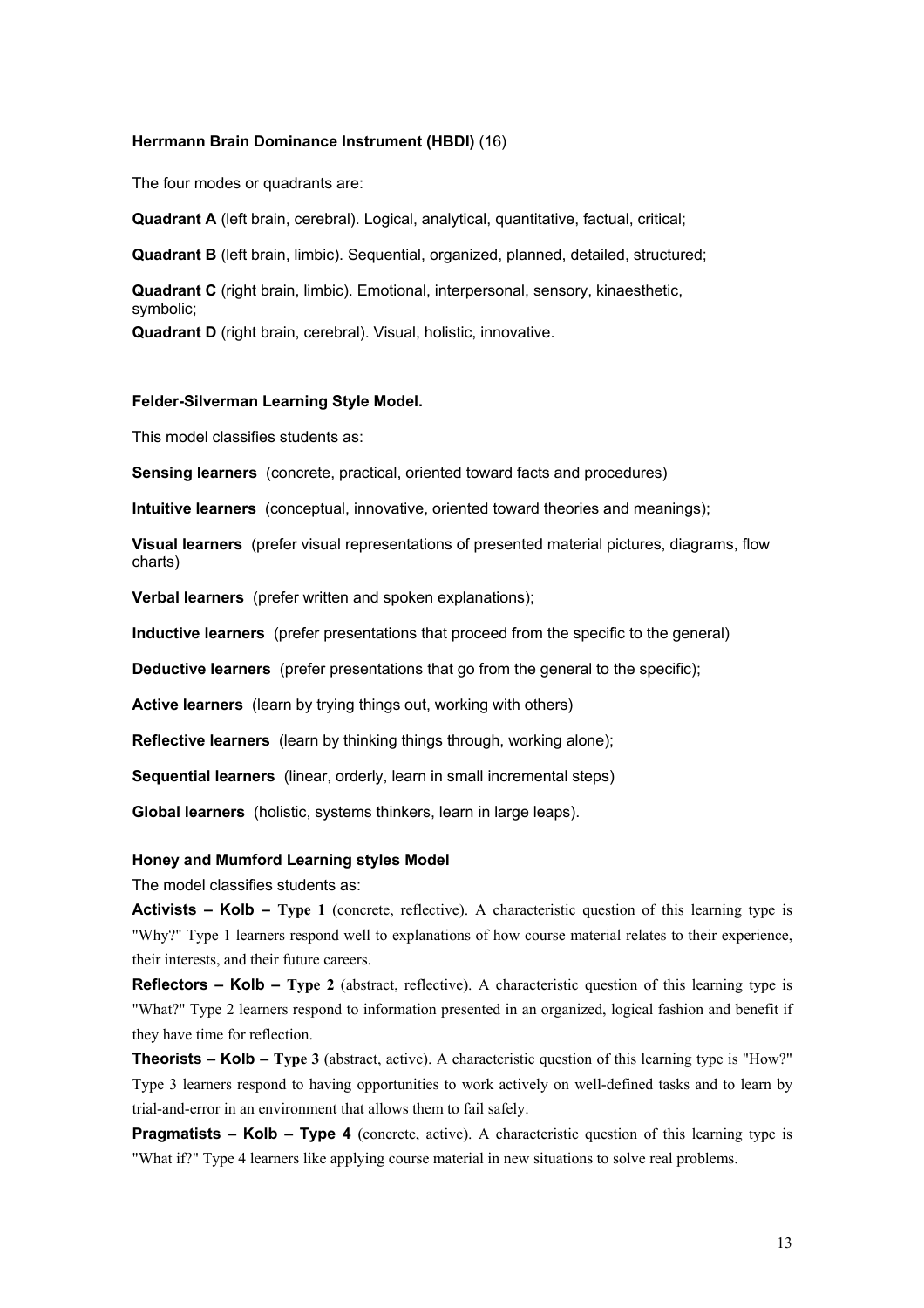**Herrmann Brain Dominance Instrument (HBDI)** (16)

The four modes or quadrants are:

**Quadrant A** (left brain, cerebral). Logical, analytical, quantitative, factual, critical;

**Quadrant B** (left brain, limbic). Sequential, organized, planned, detailed, structured;

**Quadrant C** (right brain, limbic). Emotional, interpersonal, sensory, kinaesthetic, symbolic;

**Quadrant D** (right brain, cerebral). Visual, holistic, innovative.

**Felder-Silverman Learning Style Model.**

This model classifies students as:

**Sensing learners** (concrete, practical, oriented toward facts and procedures)

**Intuitive learners** (conceptual, innovative, oriented toward theories and meanings);

**Visual learners** (prefer visual representations of presented material pictures, diagrams, flow charts)

**Verbal learners** (prefer written and spoken explanations);

**Inductive learners** (prefer presentations that proceed from the specific to the general)

**Deductive learners** (prefer presentations that go from the general to the specific);

**Active learners** (learn by trying things out, working with others)

**Reflective learners** (learn by thinking things through, working alone);

**Sequential learners** (linear, orderly, learn in small incremental steps)

**Global learners** (holistic, systems thinkers, learn in large leaps).

**Honey and Mumford Learning styles Model**

The model classifies students as:

**Activists – Kolb – Type 1** (concrete, reflective). A characteristic question of this learning type is "Why?" Type 1 learners respond well to explanations of how course material relates to their experience, their interests, and their future careers.

**Reflectors – Kolb – Type 2** (abstract, reflective). A characteristic question of this learning type is "What?" Type 2 learners respond to information presented in an organized, logical fashion and benefit if they have time for reflection.

**Theorists – Kolb – Type 3** (abstract, active). A characteristic question of this learning type is "How?" Type 3 learners respond to having opportunities to work actively on well-defined tasks and to learn by trial-and-error in an environment that allows them to fail safely.

**Pragmatists – Kolb – Type 4** (concrete, active). A characteristic question of this learning type is "What if?" Type 4 learners like applying course material in new situations to solve real problems.